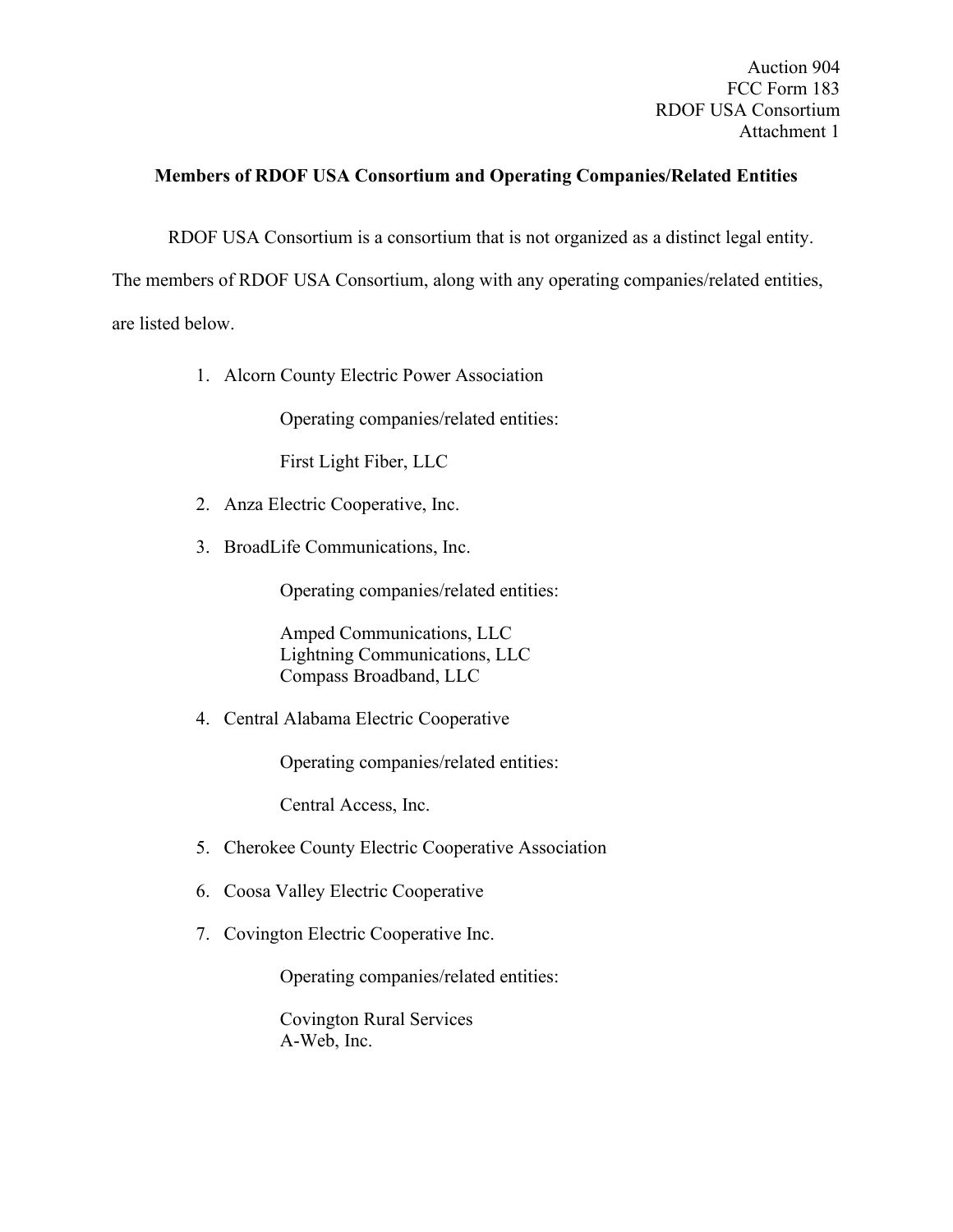Auction 904
FCC Form 183
RDOF USA Consortium
Attachment 1

## Members of RDOF USA Consortium and Operating Companies/Related Entities

RDOF USA Consortium is a consortium that is not organized as a distinct legal entity. The members of RDOF USA Consortium, along with any operating companies/related entities, are listed below.

1. Alcorn County Electric Power Association

   Operating companies/related entities:

   First Light Fiber, LLC

2. Anza Electric Cooperative, Inc.

3. BroadLife Communications, Inc.

   Operating companies/related entities:

   Amped Communications, LLC
   Lightning Communications, LLC
   Compass Broadband, LLC

4. Central Alabama Electric Cooperative

   Operating companies/related entities:

   Central Access, Inc.

5. Cherokee County Electric Cooperative Association

6. Coosa Valley Electric Cooperative

7. Covington Electric Cooperative Inc.

   Operating companies/related entities:

   Covington Rural Services
   A-Web, Inc.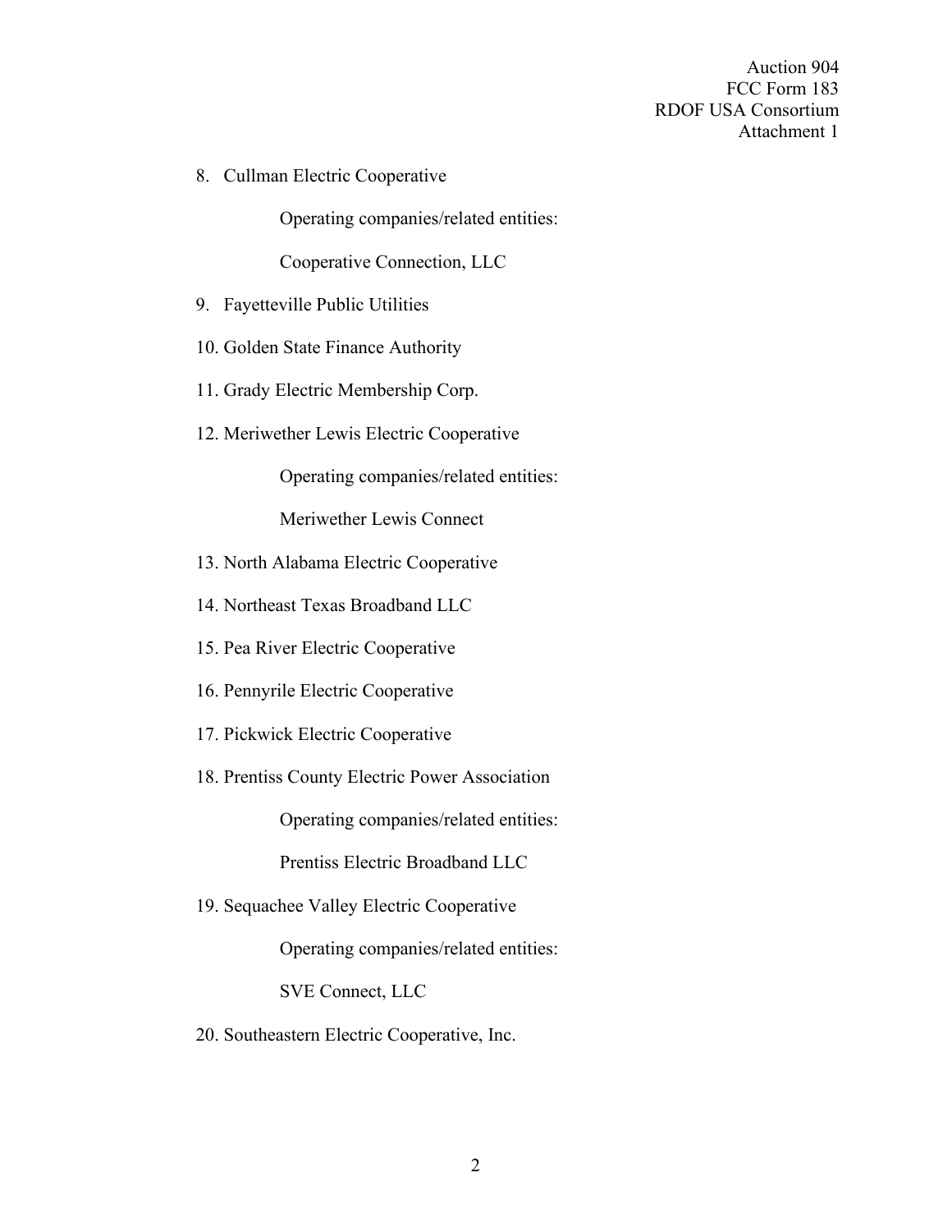8. Cullman Electric Cooperative

    Operating companies/related entities:

    Cooperative Connection, LLC

9. Fayetteville Public Utilities

10. Golden State Finance Authority

11. Grady Electric Membership Corp.

12. Meriwether Lewis Electric Cooperative

    Operating companies/related entities:

    Meriwether Lewis Connect

13. North Alabama Electric Cooperative

14. Northeast Texas Broadband LLC

15. Pea River Electric Cooperative

16. Pennyrile Electric Cooperative

17. Pickwick Electric Cooperative

18. Prentiss County Electric Power Association

    Operating companies/related entities:

    Prentiss Electric Broadband LLC

19. Sequachee Valley Electric Cooperative

    Operating companies/related entities:

    SVE Connect, LLC

20. Southeastern Electric Cooperative, Inc.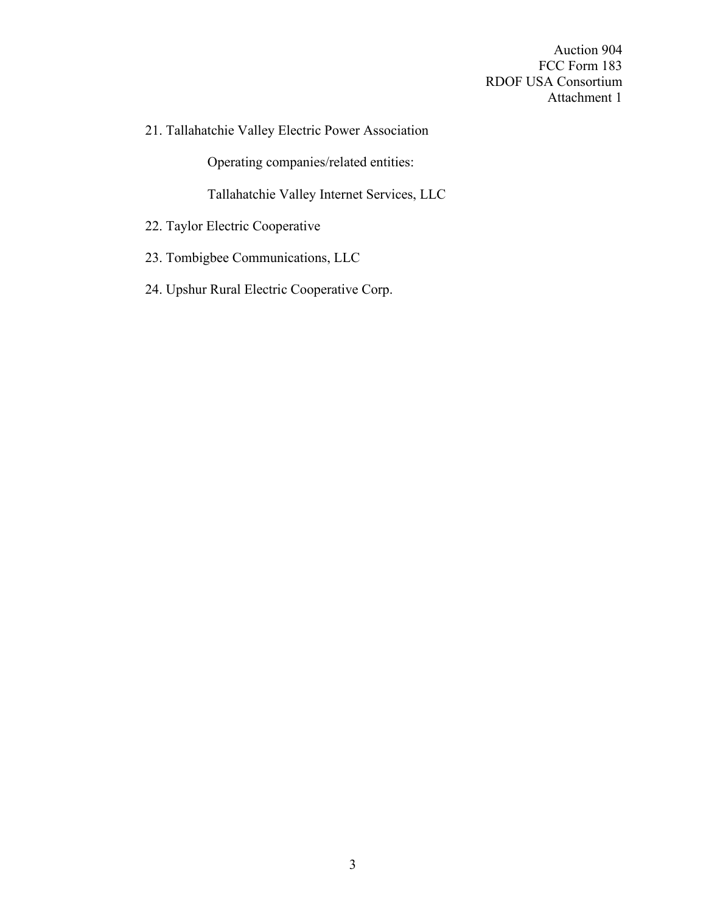21. Tallahatchie Valley Electric Power Association

    Operating companies/related entities:

    Tallahatchie Valley Internet Services, LLC

22. Taylor Electric Cooperative

23. Tombigbee Communications, LLC

24. Upshur Rural Electric Cooperative Corp.